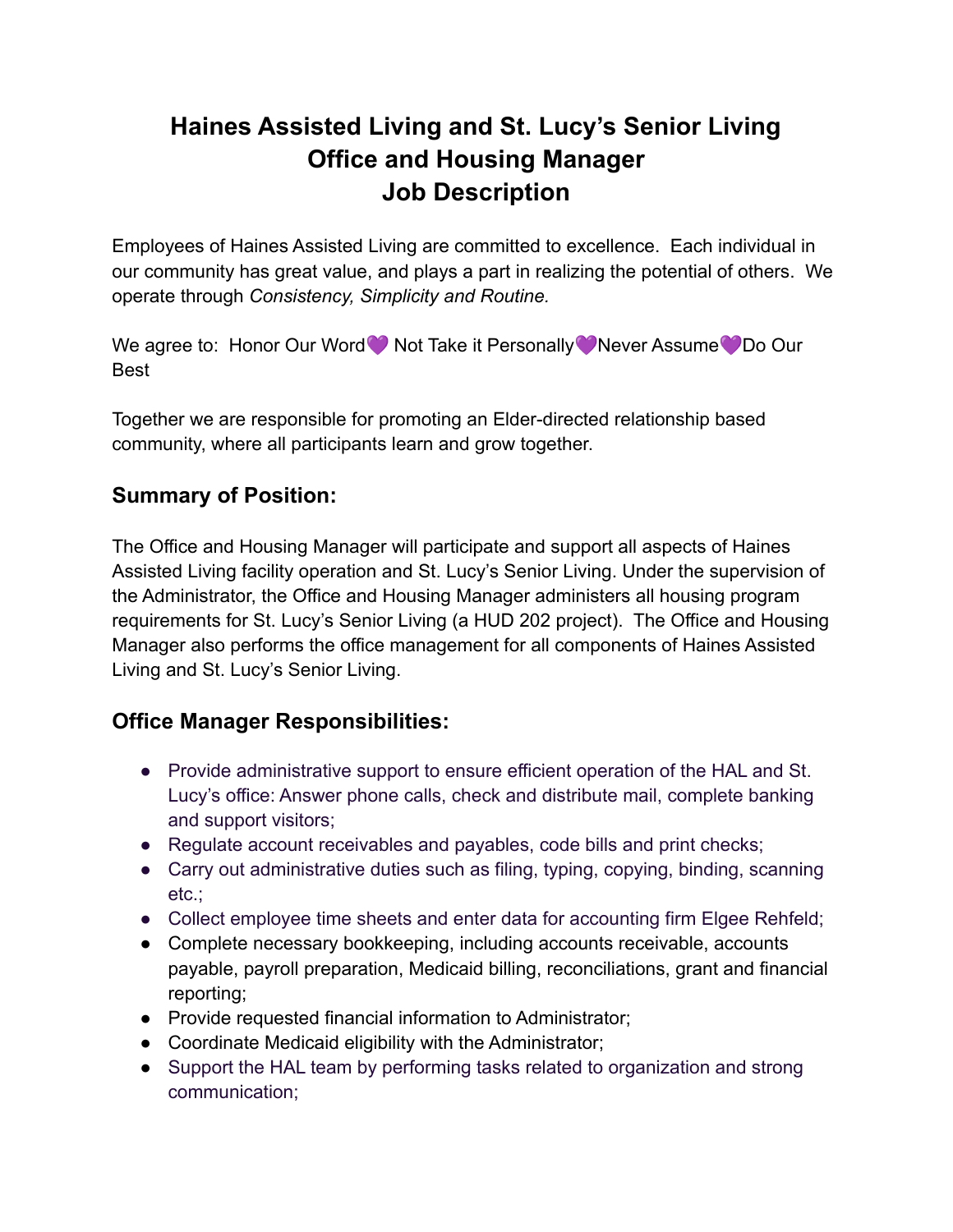# Haines Assisted Living and St. Lucy's Senior Living
# Office and Housing Manager
# Job Description

Employees of Haines Assisted Living are committed to excellence. Each individual in our community has great value, and plays a part in realizing the potential of others. We operate through *Consistency, Simplicity and Routine.*

We agree to: Honor Our Word💜 Not Take it Personally💜Never Assume💜Do Our Best

Together we are responsible for promoting an Elder-directed relationship based community, where all participants learn and grow together.

## Summary of Position:

The Office and Housing Manager will participate and support all aspects of Haines Assisted Living facility operation and St. Lucy's Senior Living. Under the supervision of the Administrator, the Office and Housing Manager administers all housing program requirements for St. Lucy's Senior Living (a HUD 202 project). The Office and Housing Manager also performs the office management for all components of Haines Assisted Living and St. Lucy's Senior Living.

## Office Manager Responsibilities:

- Provide administrative support to ensure efficient operation of the HAL and St. Lucy's office: Answer phone calls, check and distribute mail, complete banking and support visitors;
- Regulate account receivables and payables, code bills and print checks;
- Carry out administrative duties such as filing, typing, copying, binding, scanning etc.;
- Collect employee time sheets and enter data for accounting firm Elgee Rehfeld;
- Complete necessary bookkeeping, including accounts receivable, accounts payable, payroll preparation, Medicaid billing, reconciliations, grant and financial reporting;
- Provide requested financial information to Administrator;
- Coordinate Medicaid eligibility with the Administrator;
- Support the HAL team by performing tasks related to organization and strong communication;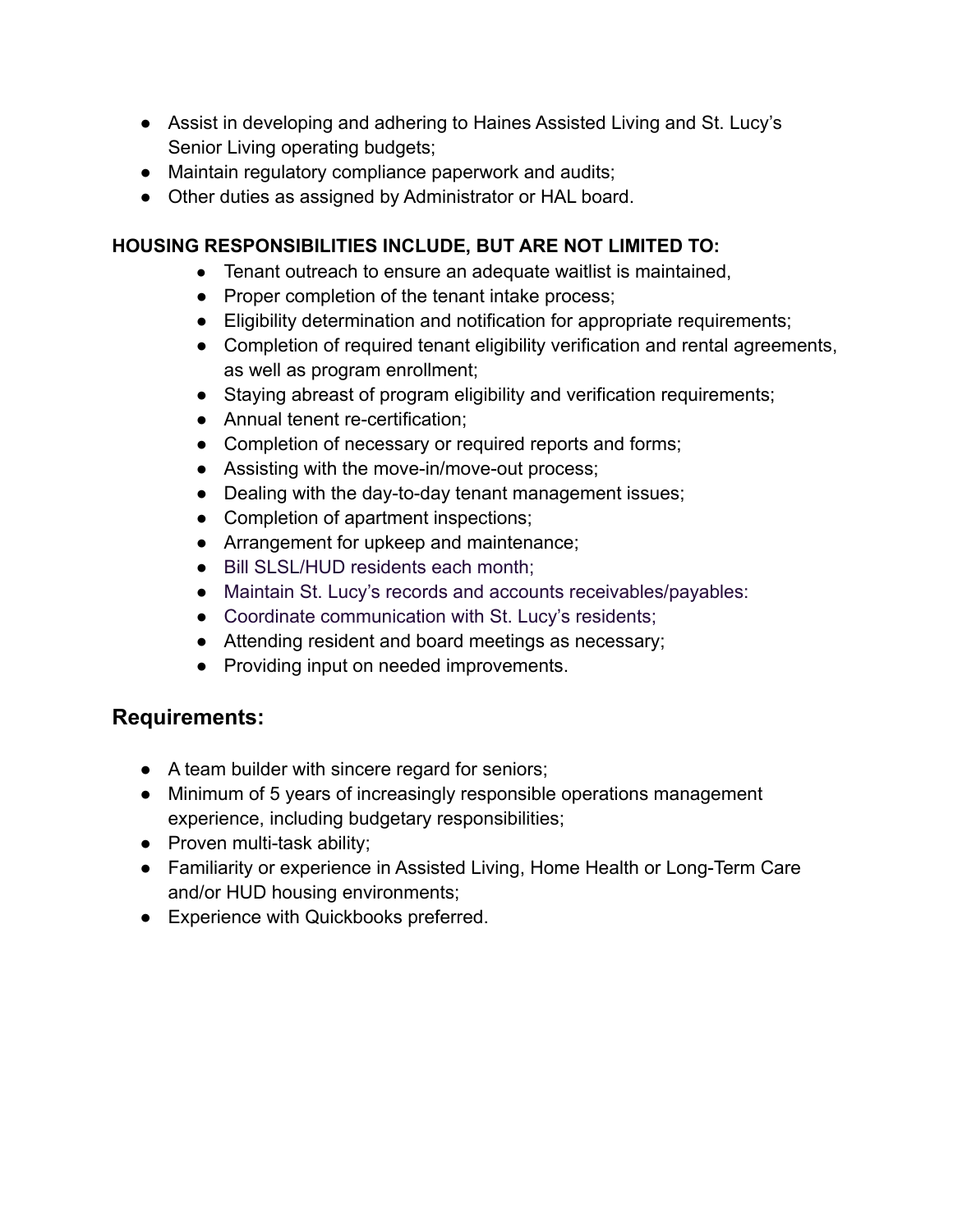- Assist in developing and adhering to Haines Assisted Living and St. Lucy's Senior Living operating budgets;
- Maintain regulatory compliance paperwork and audits;
- Other duties as assigned by Administrator or HAL board.

**HOUSING RESPONSIBILITIES INCLUDE, BUT ARE NOT LIMITED TO:**

- Tenant outreach to ensure an adequate waitlist is maintained,
- Proper completion of the tenant intake process;
- Eligibility determination and notification for appropriate requirements;
- Completion of required tenant eligibility verification and rental agreements, as well as program enrollment;
- Staying abreast of program eligibility and verification requirements;
- Annual tenent re-certification;
- Completion of necessary or required reports and forms;
- Assisting with the move-in/move-out process;
- Dealing with the day-to-day tenant management issues;
- Completion of apartment inspections;
- Arrangement for upkeep and maintenance;
- Bill SLSL/HUD residents each month;
- Maintain St. Lucy's records and accounts receivables/payables:
- Coordinate communication with St. Lucy's residents;
- Attending resident and board meetings as necessary;
- Providing input on needed improvements.

## Requirements:

- A team builder with sincere regard for seniors;
- Minimum of 5 years of increasingly responsible operations management experience, including budgetary responsibilities;
- Proven multi-task ability;
- Familiarity or experience in Assisted Living, Home Health or Long-Term Care and/or HUD housing environments;
- Experience with Quickbooks preferred.